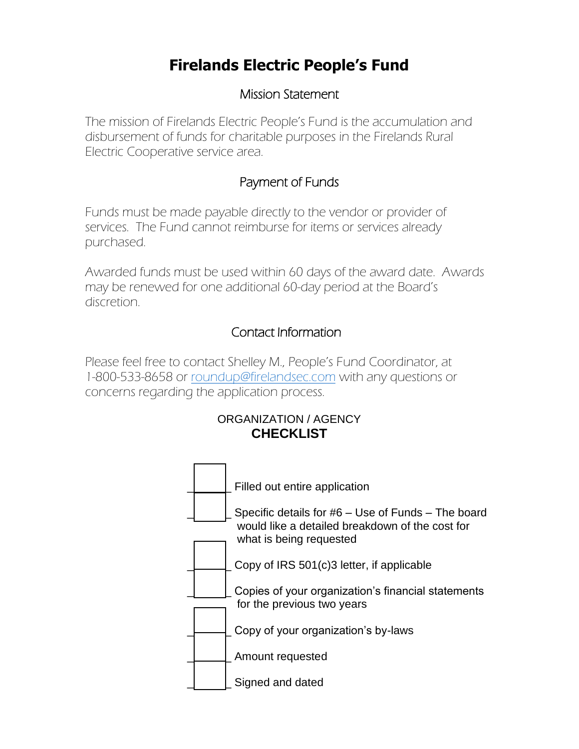# Firelands Electric People's Fund

## Mission Statement

The mission of Firelands Electric People's Fund is the accumulation and disbursement of funds for charitable purposes in the Firelands Rural Electric Cooperative service area.

## Payment of Funds

Funds must be made payable directly to the vendor or provider of services. The Fund cannot reimburse for items or services already purchased.

Awarded funds must be used within 60 days of the award date. Awards may be renewed for one additional 60-day period at the Board's discretion.

## Contact Information

Please feel free to contact Shelley M., People's Fund Coordinator, at 1-800-533-8658 or roundup@firelandsec.com with any questions or concerns regarding the application process.

ORGANIZATION / AGENCY
**CHECKLIST**

- [ ] Filled out entire application
- [ ] Specific details for #6 – Use of Funds – The board would like a detailed breakdown of the cost for what is being requested
- [ ] Copy of IRS 501(c)3 letter, if applicable
- [ ] Copies of your organization's financial statements for the previous two years
- [ ] Copy of your organization's by-laws
- [ ] Amount requested
- [ ] Signed and dated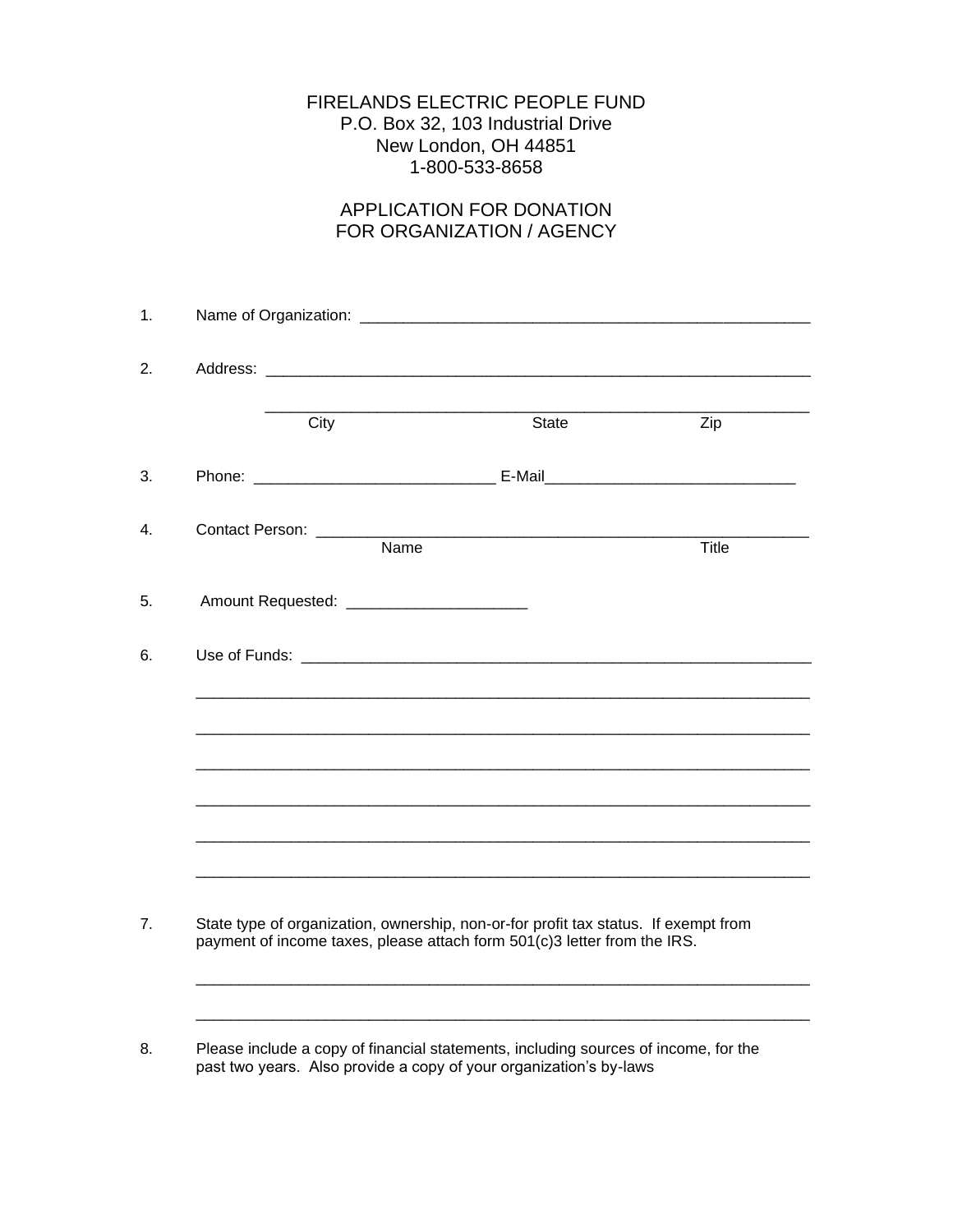FIRELANDS ELECTRIC PEOPLE FUND
P.O. Box 32, 103 Industrial Drive
New London, OH 44851
1-800-533-8658

# APPLICATION FOR DONATION FOR ORGANIZATION / AGENCY

1. Name of Organization: ______________________________________________________

2. Address: ______________________________________________________________

   ______________________________________________________________
   City State Zip

3. Phone: ___________________________ E-Mail____________________________

4. Contact Person: ______________________________________________________
   Name Title

5. Amount Requested: ____________________

6. Use of Funds: ________________________________________________________

   ______________________________________________________________________

   ______________________________________________________________________

   ______________________________________________________________________

   ______________________________________________________________________

   ______________________________________________________________________

   ______________________________________________________________________

7. State type of organization, ownership, non-or-for profit tax status. If exempt from payment of income taxes, please attach form 501(c)3 letter from the IRS.

   ______________________________________________________________________

   ______________________________________________________________________

8. Please include a copy of financial statements, including sources of income, for the past two years. Also provide a copy of your organization's by-laws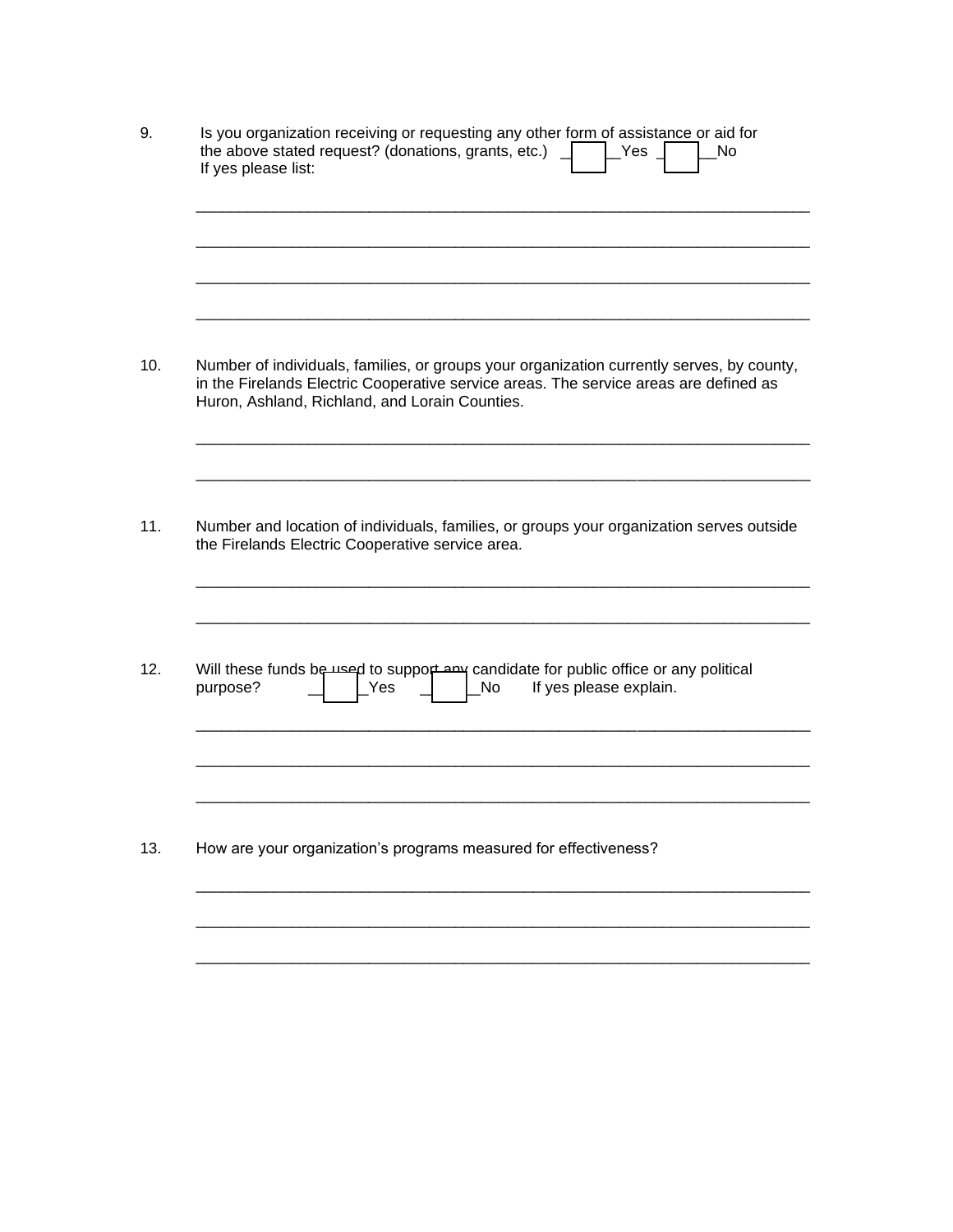9. Is you organization receiving or requesting any other form of assistance or aid for the above stated request? (donations, grants, etc.) ☐ Yes ☐ No
   If yes please list:

   ______________________________________________________________________

   ______________________________________________________________________

   ______________________________________________________________________

   ______________________________________________________________________

10. Number of individuals, families, or groups your organization currently serves, by county, in the Firelands Electric Cooperative service areas. The service areas are defined as Huron, Ashland, Richland, and Lorain Counties.

   ______________________________________________________________________

   ______________________________________________________________________

11. Number and location of individuals, families, or groups your organization serves outside the Firelands Electric Cooperative service area.

   ______________________________________________________________________

   ______________________________________________________________________

12. Will these funds be used to support any candidate for public office or any political purpose? ☐ Yes ☐ No If yes please explain.

   ______________________________________________________________________

   ______________________________________________________________________

   ______________________________________________________________________

13. How are your organization's programs measured for effectiveness?

   ______________________________________________________________________

   ______________________________________________________________________

   ______________________________________________________________________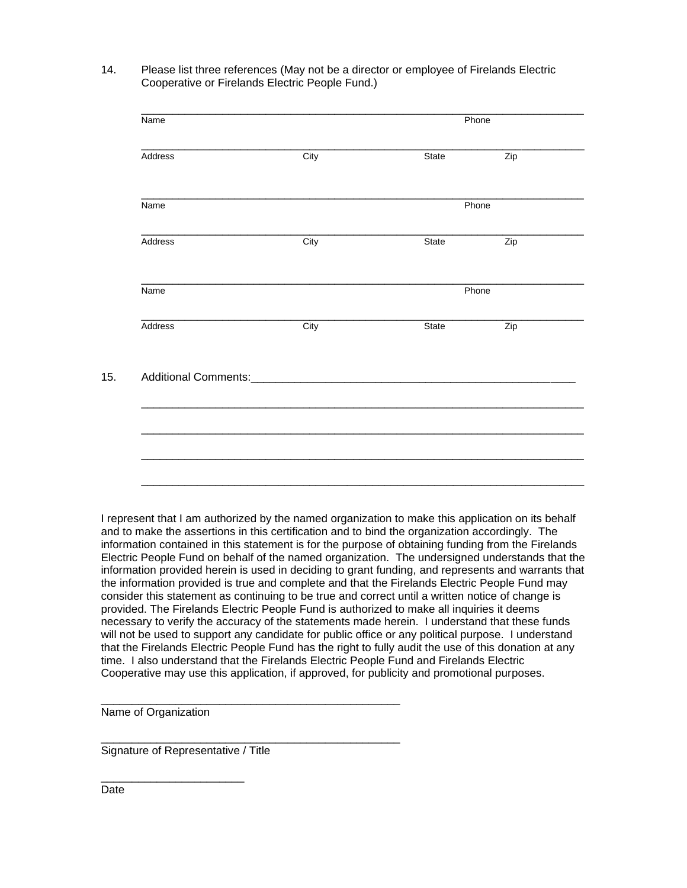14. Please list three references (May not be a director or employee of Firelands Electric Cooperative or Firelands Electric People Fund.)

______________________________________________________________________
Name Phone

______________________________________________________________________
Address City State Zip

______________________________________________________________________
Name Phone

______________________________________________________________________
Address City State Zip

______________________________________________________________________
Name Phone

______________________________________________________________________
Address City State Zip

15. Additional Comments:______________________________________________________

______________________________________________________________________

______________________________________________________________________

______________________________________________________________________

______________________________________________________________________

I represent that I am authorized by the named organization to make this application on its behalf and to make the assertions in this certification and to bind the organization accordingly. The information contained in this statement is for the purpose of obtaining funding from the Firelands Electric People Fund on behalf of the named organization. The undersigned understands that the information provided herein is used in deciding to grant funding, and represents and warrants that the information provided is true and complete and that the Firelands Electric People Fund may consider this statement as continuing to be true and correct until a written notice of change is provided. The Firelands Electric People Fund is authorized to make all inquiries it deems necessary to verify the accuracy of the statements made herein. I understand that these funds will not be used to support any candidate for public office or any political purpose. I understand that the Firelands Electric People Fund has the right to fully audit the use of this donation at any time. I also understand that the Firelands Electric People Fund and Firelands Electric Cooperative may use this application, if approved, for publicity and promotional purposes.

_______________________________________________
Name of Organization

_______________________________________________
Signature of Representative / Title

_______________________
Date